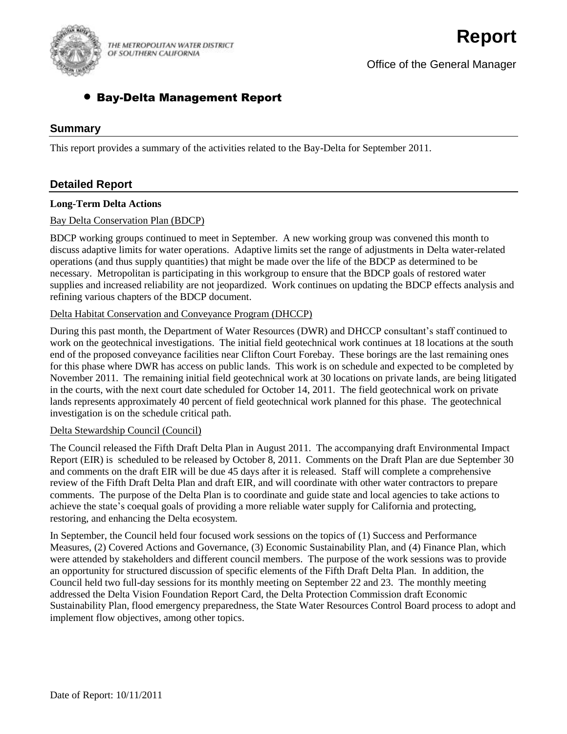THE METROPOLITAN WATER DISTRICT OF SOUTHERN CALIFORNIA

# Report

Office of the General Manager

## • Bay-Delta Management Report

## Summary

This report provides a summary of the activities related to the Bay-Delta for September 2011.

## Detailed Report

**Long-Term Delta Actions**

Bay Delta Conservation Plan (BDCP)

BDCP working groups continued to meet in September. A new working group was convened this month to discuss adaptive limits for water operations. Adaptive limits set the range of adjustments in Delta water-related operations (and thus supply quantities) that might be made over the life of the BDCP as determined to be necessary. Metropolitan is participating in this workgroup to ensure that the BDCP goals of restored water supplies and increased reliability are not jeopardized. Work continues on updating the BDCP effects analysis and refining various chapters of the BDCP document.

Delta Habitat Conservation and Conveyance Program (DHCCP)

During this past month, the Department of Water Resources (DWR) and DHCCP consultant's staff continued to work on the geotechnical investigations. The initial field geotechnical work continues at 18 locations at the south end of the proposed conveyance facilities near Clifton Court Forebay. These borings are the last remaining ones for this phase where DWR has access on public lands. This work is on schedule and expected to be completed by November 2011. The remaining initial field geotechnical work at 30 locations on private lands, are being litigated in the courts, with the next court date scheduled for October 14, 2011. The field geotechnical work on private lands represents approximately 40 percent of field geotechnical work planned for this phase. The geotechnical investigation is on the schedule critical path.

Delta Stewardship Council (Council)

The Council released the Fifth Draft Delta Plan in August 2011. The accompanying draft Environmental Impact Report (EIR) is scheduled to be released by October 8, 2011. Comments on the Draft Plan are due September 30 and comments on the draft EIR will be due 45 days after it is released. Staff will complete a comprehensive review of the Fifth Draft Delta Plan and draft EIR, and will coordinate with other water contractors to prepare comments. The purpose of the Delta Plan is to coordinate and guide state and local agencies to take actions to achieve the state's coequal goals of providing a more reliable water supply for California and protecting, restoring, and enhancing the Delta ecosystem.

In September, the Council held four focused work sessions on the topics of (1) Success and Performance Measures, (2) Covered Actions and Governance, (3) Economic Sustainability Plan, and (4) Finance Plan, which were attended by stakeholders and different council members. The purpose of the work sessions was to provide an opportunity for structured discussion of specific elements of the Fifth Draft Delta Plan. In addition, the Council held two full-day sessions for its monthly meeting on September 22 and 23. The monthly meeting addressed the Delta Vision Foundation Report Card, the Delta Protection Commission draft Economic Sustainability Plan, flood emergency preparedness, the State Water Resources Control Board process to adopt and implement flow objectives, among other topics.

Date of Report: 10/11/2011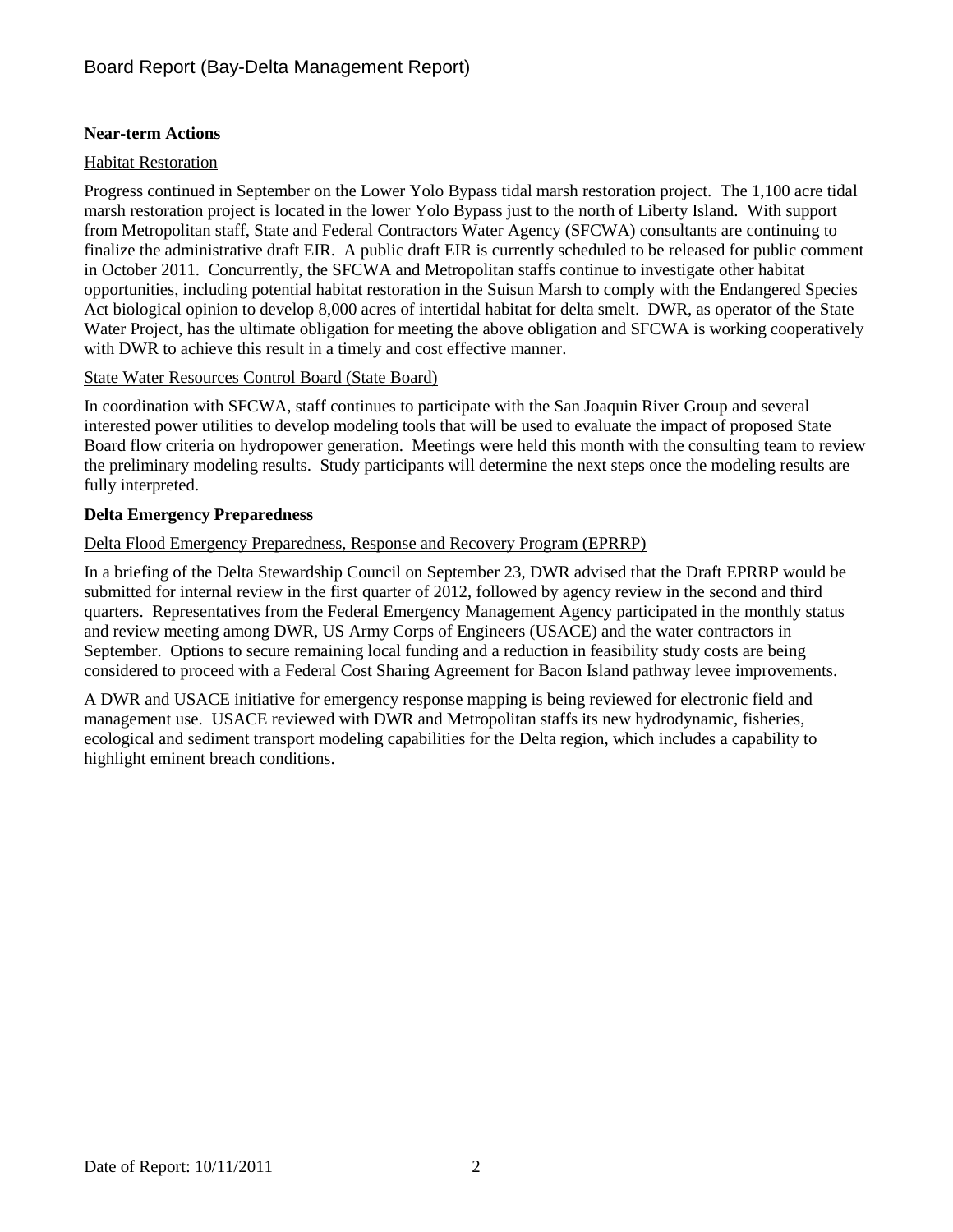**Near-term Actions**

Habitat Restoration

Progress continued in September on the Lower Yolo Bypass tidal marsh restoration project. The 1,100 acre tidal marsh restoration project is located in the lower Yolo Bypass just to the north of Liberty Island. With support from Metropolitan staff, State and Federal Contractors Water Agency (SFCWA) consultants are continuing to finalize the administrative draft EIR. A public draft EIR is currently scheduled to be released for public comment in October 2011. Concurrently, the SFCWA and Metropolitan staffs continue to investigate other habitat opportunities, including potential habitat restoration in the Suisun Marsh to comply with the Endangered Species Act biological opinion to develop 8,000 acres of intertidal habitat for delta smelt. DWR, as operator of the State Water Project, has the ultimate obligation for meeting the above obligation and SFCWA is working cooperatively with DWR to achieve this result in a timely and cost effective manner.

State Water Resources Control Board (State Board)

In coordination with SFCWA, staff continues to participate with the San Joaquin River Group and several interested power utilities to develop modeling tools that will be used to evaluate the impact of proposed State Board flow criteria on hydropower generation. Meetings were held this month with the consulting team to review the preliminary modeling results. Study participants will determine the next steps once the modeling results are fully interpreted.

**Delta Emergency Preparedness**

Delta Flood Emergency Preparedness, Response and Recovery Program (EPRRP)

In a briefing of the Delta Stewardship Council on September 23, DWR advised that the Draft EPRRP would be submitted for internal review in the first quarter of 2012, followed by agency review in the second and third quarters. Representatives from the Federal Emergency Management Agency participated in the monthly status and review meeting among DWR, US Army Corps of Engineers (USACE) and the water contractors in September. Options to secure remaining local funding and a reduction in feasibility study costs are being considered to proceed with a Federal Cost Sharing Agreement for Bacon Island pathway levee improvements.

A DWR and USACE initiative for emergency response mapping is being reviewed for electronic field and management use. USACE reviewed with DWR and Metropolitan staffs its new hydrodynamic, fisheries, ecological and sediment transport modeling capabilities for the Delta region, which includes a capability to highlight eminent breach conditions.